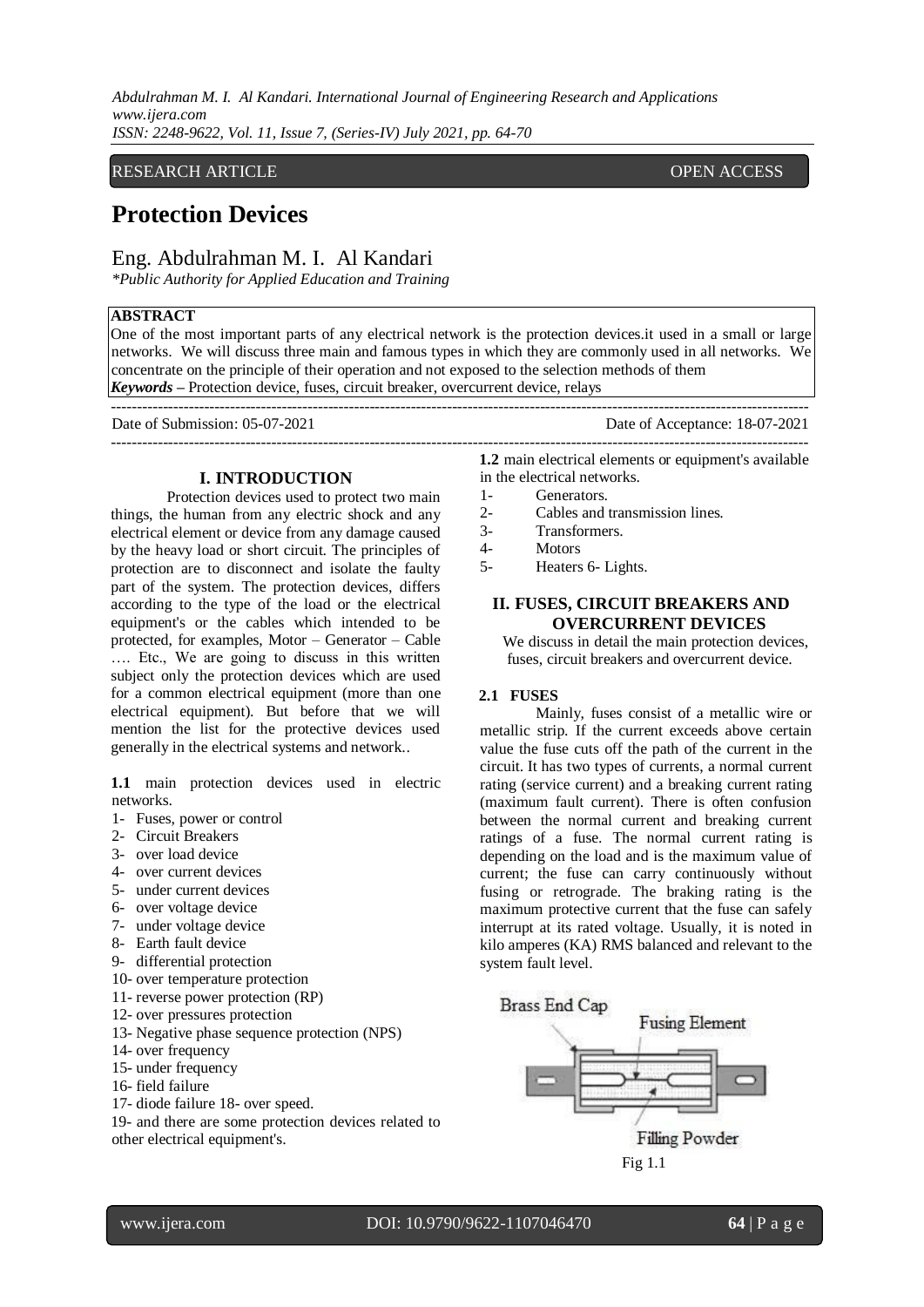RESEARCH ARTICLE OPEN ACCESS

# Protection Devices

## Eng. Abdulrahman M. I. Al Kandari

*\*Public Authority for Applied Education and Training*

**ABSTRACT**

One of the most important parts of any electrical network is the protection devices.it used in a small or large networks. We will discuss three main and famous types in which they are commonly used in all networks. We concentrate on the principle of their operation and not exposed to the selection methods of them

***Keywords*** **–** Protection device, fuses, circuit breaker, overcurrent device, relays

Date of Submission: 05-07-2021 Date of Acceptance: 18-07-2021

## I. INTRODUCTION

Protection devices used to protect two main things, the human from any electric shock and any electrical element or device from any damage caused by the heavy load or short circuit. The principles of protection are to disconnect and isolate the faulty part of the system. The protection devices, differs according to the type of the load or the electrical equipment's or the cables which intended to be protected, for examples, Motor – Generator – Cable …. Etc., We are going to discuss in this written subject only the protection devices which are used for a common electrical equipment (more than one electrical equipment). But before that we will mention the list for the protective devices used generally in the electrical systems and network..

**1.1** main protection devices used in electric networks.

1- Fuses, power or control
2- Circuit Breakers
3- over load device
4- over current devices
5- under current devices
6- over voltage device
7- under voltage device
8- Earth fault device
9- differential protection
10- over temperature protection
11- reverse power protection (RP)
12- over pressures protection
13- Negative phase sequence protection (NPS)
14- over frequency
15- under frequency
16- field failure
17- diode failure 18- over speed.
19- and there are some protection devices related to other electrical equipment's.

**1.2** main electrical elements or equipment's available in the electrical networks.

1- Generators.
2- Cables and transmission lines.
3- Transformers.
4- Motors
5- Heaters 6- Lights.

## II. FUSES, CIRCUIT BREAKERS AND OVERCURRENT DEVICES

We discuss in detail the main protection devices, fuses, circuit breakers and overcurrent device.

### 2.1 FUSES

Mainly, fuses consist of a metallic wire or metallic strip. If the current exceeds above certain value the fuse cuts off the path of the current in the circuit. It has two types of currents, a normal current rating (service current) and a breaking current rating (maximum fault current). There is often confusion between the normal current and breaking current ratings of a fuse. The normal current rating is depending on the load and is the maximum value of current; the fuse can carry continuously without fusing or retrograde. The braking rating is the maximum protective current that the fuse can safely interrupt at its rated voltage. Usually, it is noted in kilo amperes (KA) RMS balanced and relevant to the system fault level.

Brass End Cap
Fusing Element
Filling Powder

Fig 1.1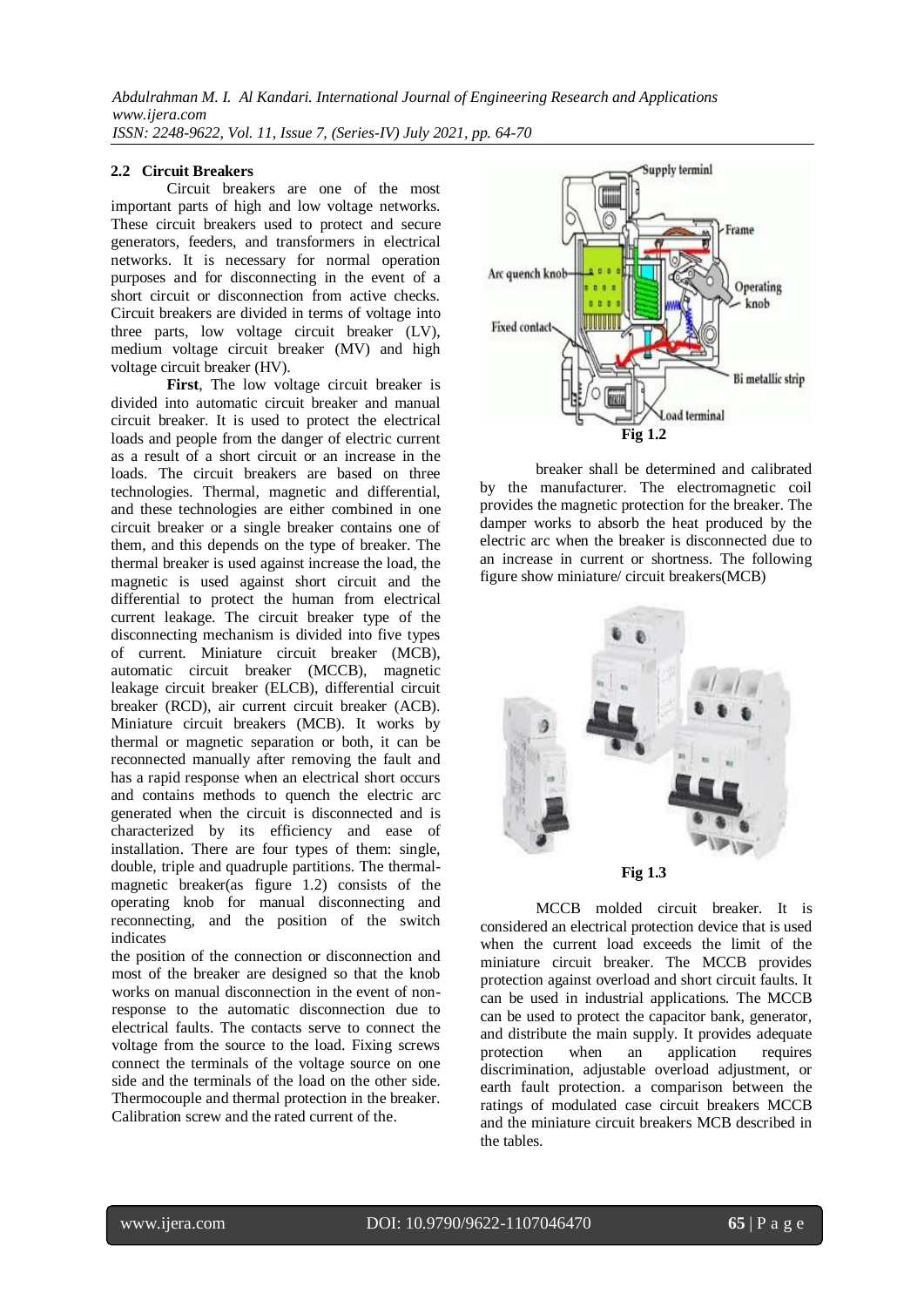### 2.2 Circuit Breakers

Circuit breakers are one of the most important parts of high and low voltage networks. These circuit breakers used to protect and secure generators, feeders, and transformers in electrical networks. It is necessary for normal operation purposes and for disconnecting in the event of a short circuit or disconnection from active checks. Circuit breakers are divided in terms of voltage into three parts, low voltage circuit breaker (LV), medium voltage circuit breaker (MV) and high voltage circuit breaker (HV).

**First**, The low voltage circuit breaker is divided into automatic circuit breaker and manual circuit breaker. It is used to protect the electrical loads and people from the danger of electric current as a result of a short circuit or an increase in the loads. The circuit breakers are based on three technologies. Thermal, magnetic and differential, and these technologies are either combined in one circuit breaker or a single breaker contains one of them, and this depends on the type of breaker. The thermal breaker is used against increase the load, the magnetic is used against short circuit and the differential to protect the human from electrical current leakage. The circuit breaker type of the disconnecting mechanism is divided into five types of current. Miniature circuit breaker (MCB), automatic circuit breaker (MCCB), magnetic leakage circuit breaker (ELCB), differential circuit breaker (RCD), air current circuit breaker (ACB). Miniature circuit breakers (MCB). It works by thermal or magnetic separation or both, it can be reconnected manually after removing the fault and has a rapid response when an electrical short occurs and contains methods to quench the electric arc generated when the circuit is disconnected and is characterized by its efficiency and ease of installation. There are four types of them: single, double, triple and quadruple partitions. The thermal-magnetic breaker(as figure 1.2) consists of the operating knob for manual disconnecting and reconnecting, and the position of the switch indicates

the position of the connection or disconnection and most of the breaker are designed so that the knob works on manual disconnection in the event of non-response to the automatic disconnection due to electrical faults. The contacts serve to connect the voltage from the source to the load. Fixing screws connect the terminals of the voltage source on one side and the terminals of the load on the other side. Thermocouple and thermal protection in the breaker. Calibration screw and the rated current of the.

Fig 1.2

breaker shall be determined and calibrated by the manufacturer. The electromagnetic coil provides the magnetic protection for the breaker. The damper works to absorb the heat produced by the electric arc when the breaker is disconnected due to an increase in current or shortness. The following figure show miniature/ circuit breakers(MCB)

Fig 1.3

MCCB molded circuit breaker. It is considered an electrical protection device that is used when the current load exceeds the limit of the miniature circuit breaker. The MCCB provides protection against overload and short circuit faults. It can be used in industrial applications. The MCCB can be used to protect the capacitor bank, generator, and distribute the main supply. It provides adequate protection when an application requires discrimination, adjustable overload adjustment, or earth fault protection. a comparison between the ratings of modulated case circuit breakers MCCB and the miniature circuit breakers MCB described in the tables.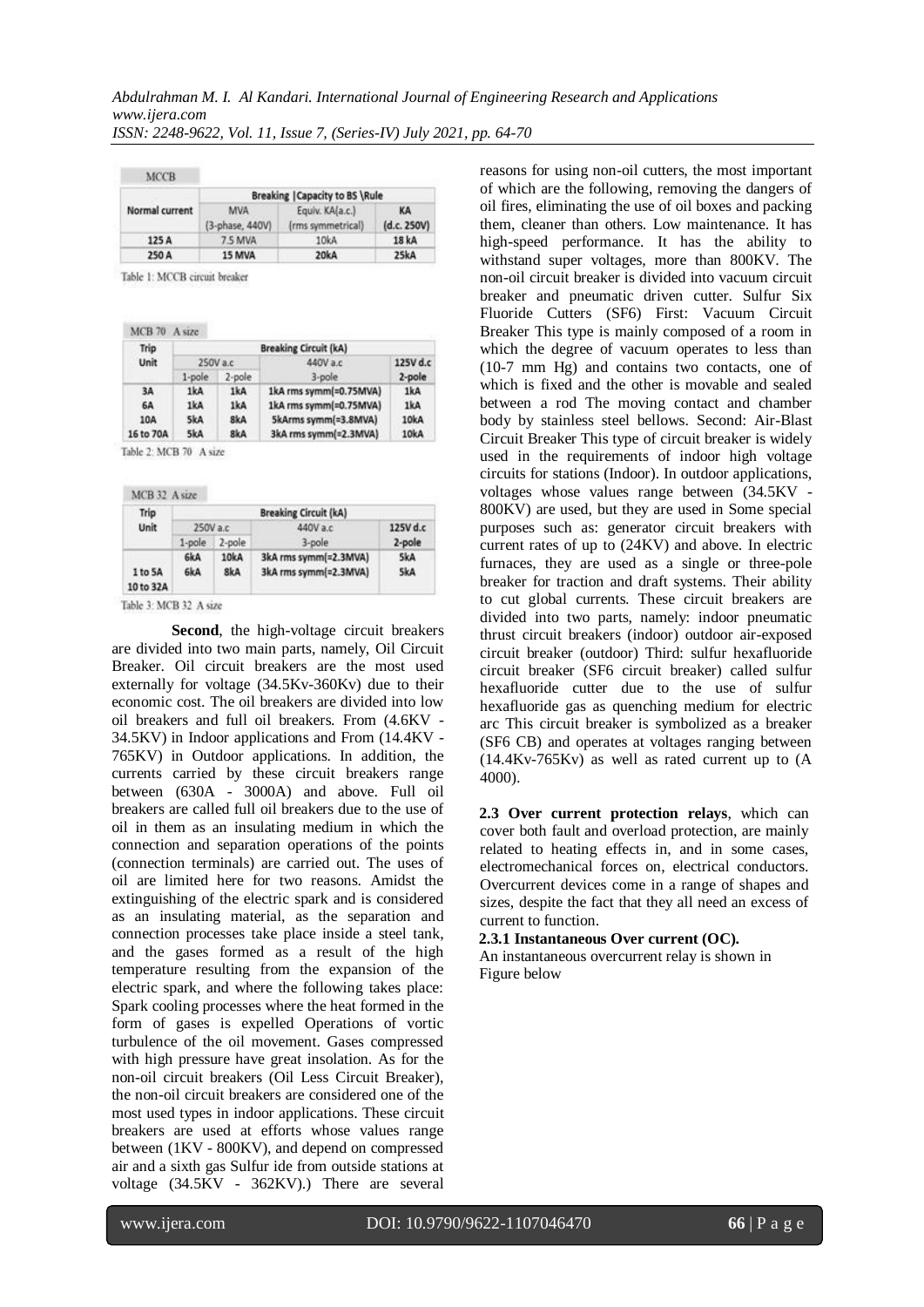| MCCB | | | |
|---|---|---|---|
| Normal current | Breaking \|Capacity to BS \Rule | | |
| | MVA (3-phase, 440V) | Equiv. KA(a.c.) (rms symmetrical) | KA (d.c. 250V) |
| 125 A | 7.5 MVA | 10kA | 18 kA |
| 250 A | 15 MVA | 20kA | 25kA |

Table 1: MCCB circuit breaker

| MCB 70 A size | | | | |
|---|---|---|---|---|
| Trip Unit | Breaking Circuit (kA) | | | |
| | 250V a.c | | 440V a.c | 125V d.c |
| | 1-pole | 2-pole | 3-pole | 2-pole |
| 3A | 1kA | 1kA | 1kA rms symm(=0.75MVA) | 1kA |
| 6A | 1kA | 1kA | 1kA rms symm(=0.75MVA) | 1kA |
| 10A | 5kA | 8kA | 5kArms symm(=3.8MVA) | 10kA |
| 16 to 70A | 5kA | 8kA | 3kA rms symm(=2.3MVA) | 10kA |

Table 2: MCB 70 A size

| MCB 32 A size | | | | |
|---|---|---|---|---|
| Trip Unit | Breaking Circuit (kA) | | | |
| | 250V a.c | | 440V a.c | 125V d.c |
| | 1-pole | 2-pole | 3-pole | 2-pole |
| 1 to 5A | 6kA | 10kA | 3kA rms symm(=2.3MVA) | 5kA |
| 10 to 32A | 6kA | 8kA | 3kA rms symm(=2.3MVA) | 5kA |

Table 3: MCB 32 A size

**Second**, the high-voltage circuit breakers are divided into two main parts, namely, Oil Circuit Breaker. Oil circuit breakers are the most used externally for voltage (34.5Kv-360Kv) due to their economic cost. The oil breakers are divided into low oil breakers and full oil breakers. From (4.6KV - 34.5KV) in Indoor applications and From (14.4KV - 765KV) in Outdoor applications. In addition, the currents carried by these circuit breakers range between (630A - 3000A) and above. Full oil breakers are called full oil breakers due to the use of oil in them as an insulating medium in which the connection and separation operations of the points (connection terminals) are carried out. The uses of oil are limited here for two reasons. Amidst the extinguishing of the electric spark and is considered as an insulating material, as the separation and connection processes take place inside a steel tank, and the gases formed as a result of the high temperature resulting from the expansion of the electric spark, and where the following takes place: Spark cooling processes where the heat formed in the form of gases is expelled Operations of vortic turbulence of the oil movement. Gases compressed with high pressure have great insolation. As for the non-oil circuit breakers (Oil Less Circuit Breaker), the non-oil circuit breakers are considered one of the most used types in indoor applications. These circuit breakers are used at efforts whose values range between (1KV - 800KV), and depend on compressed air and a sixth gas Sulfur ide from outside stations at voltage (34.5KV - 362KV).) There are several reasons for using non-oil cutters, the most important of which are the following, removing the dangers of oil fires, eliminating the use of oil boxes and packing them, cleaner than others. Low maintenance. It has high-speed performance. It has the ability to withstand super voltages, more than 800KV. The non-oil circuit breaker is divided into vacuum circuit breaker and pneumatic driven cutter. Sulfur Six Fluoride Cutters (SF6) First: Vacuum Circuit Breaker This type is mainly composed of a room in which the degree of vacuum operates to less than (10-7 mm Hg) and contains two contacts, one of which is fixed and the other is movable and sealed between a rod The moving contact and chamber body by stainless steel bellows. Second: Air-Blast Circuit Breaker This type of circuit breaker is widely used in the requirements of indoor high voltage circuits for stations (Indoor). In outdoor applications, voltages whose values range between (34.5KV - 800KV) are used, but they are used in Some special purposes such as: generator circuit breakers with current rates of up to (24KV) and above. In electric furnaces, they are used as a single or three-pole breaker for traction and draft systems. Their ability to cut global currents. These circuit breakers are divided into two parts, namely: indoor pneumatic thrust circuit breakers (indoor) outdoor air-exposed circuit breaker (outdoor) Third: sulfur hexafluoride circuit breaker (SF6 circuit breaker) called sulfur hexafluoride cutter due to the use of sulfur hexafluoride gas as quenching medium for electric arc This circuit breaker is symbolized as a breaker (SF6 CB) and operates at voltages ranging between (14.4Kv-765Kv) as well as rated current up to (A 4000).

**2.3 Over current protection relays**, which can cover both fault and overload protection, are mainly related to heating effects in, and in some cases, electromechanical forces on, electrical conductors. Overcurrent devices come in a range of shapes and sizes, despite the fact that they all need an excess of current to function.

**2.3.1 Instantaneous Over current (OC).**

An instantaneous overcurrent relay is shown in Figure below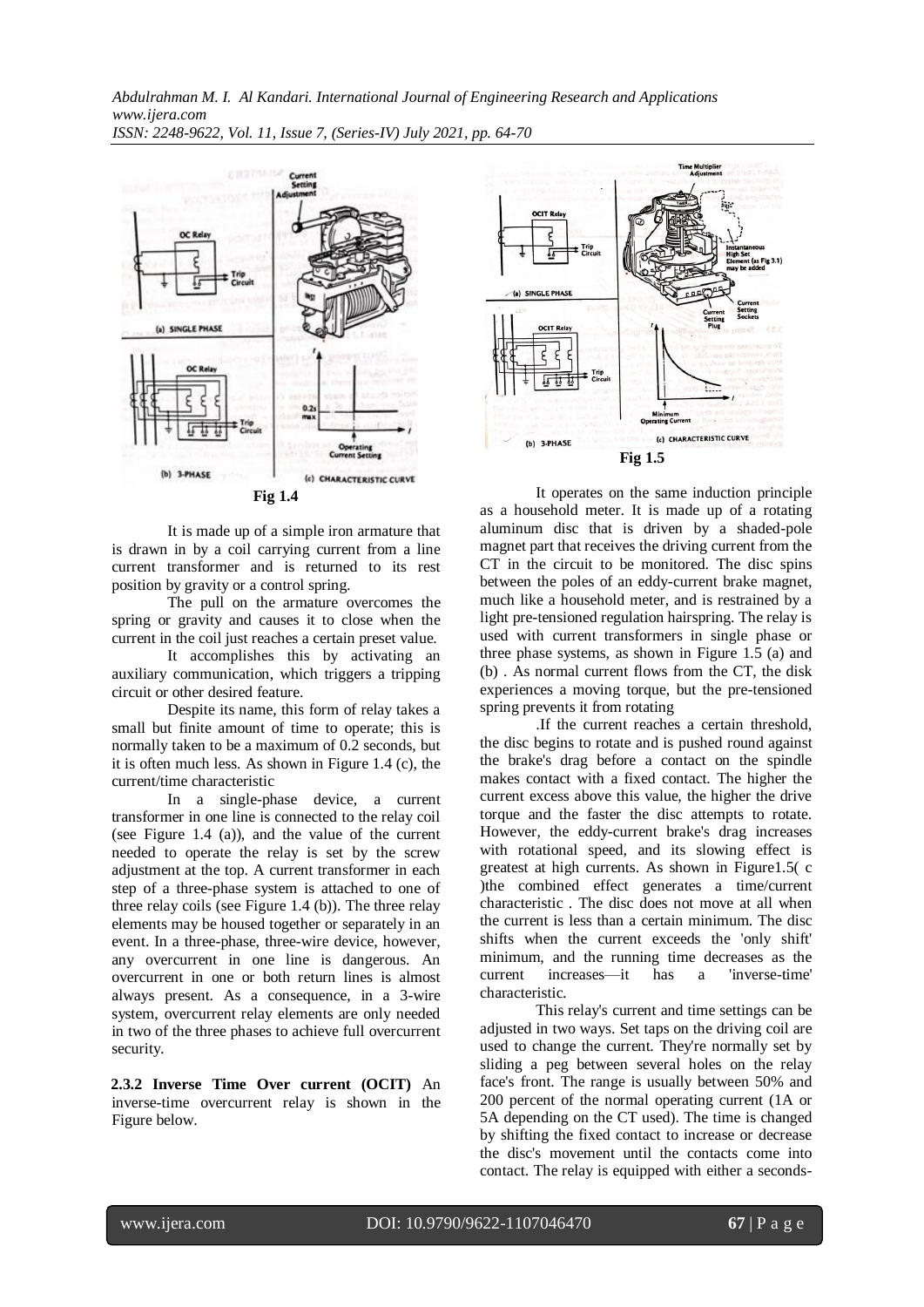Fig 1.4

It is made up of a simple iron armature that is drawn in by a coil carrying current from a line current transformer and is returned to its rest position by gravity or a control spring.

The pull on the armature overcomes the spring or gravity and causes it to close when the current in the coil just reaches a certain preset value.

It accomplishes this by activating an auxiliary communication, which triggers a tripping circuit or other desired feature.

Despite its name, this form of relay takes a small but finite amount of time to operate; this is normally taken to be a maximum of 0.2 seconds, but it is often much less. As shown in Figure 1.4 (c), the current/time characteristic

In a single-phase device, a current transformer in one line is connected to the relay coil (see Figure 1.4 (a)), and the value of the current needed to operate the relay is set by the screw adjustment at the top. A current transformer in each step of a three-phase system is attached to one of three relay coils (see Figure 1.4 (b)). The three relay elements may be housed together or separately in an event. In a three-phase, three-wire device, however, any overcurrent in one line is dangerous. An overcurrent in one or both return lines is almost always present. As a consequence, in a 3-wire system, overcurrent relay elements are only needed in two of the three phases to achieve full overcurrent security.

**2.3.2 Inverse Time Over current (OCIT)** An inverse-time overcurrent relay is shown in the Figure below.

Fig 1.5

It operates on the same induction principle as a household meter. It is made up of a rotating aluminum disc that is driven by a shaded-pole magnet part that receives the driving current from the CT in the circuit to be monitored. The disc spins between the poles of an eddy-current brake magnet, much like a household meter, and is restrained by a light pre-tensioned regulation hairspring. The relay is used with current transformers in single phase or three phase systems, as shown in Figure 1.5 (a) and (b) . As normal current flows from the CT, the disk experiences a moving torque, but the pre-tensioned spring prevents it from rotating

.If the current reaches a certain threshold, the disc begins to rotate and is pushed round against the brake's drag before a contact on the spindle makes contact with a fixed contact. The higher the current excess above this value, the higher the drive torque and the faster the disc attempts to rotate. However, the eddy-current brake's drag increases with rotational speed, and its slowing effect is greatest at high currents. As shown in Figure1.5( c )the combined effect generates a time/current characteristic . The disc does not move at all when the current is less than a certain minimum. The disc shifts when the current exceeds the 'only shift' minimum, and the running time decreases as the current increases—it has a 'inverse-time' characteristic.

This relay's current and time settings can be adjusted in two ways. Set taps on the driving coil are used to change the current. They're normally set by sliding a peg between several holes on the relay face's front. The range is usually between 50% and 200 percent of the normal operating current (1A or 5A depending on the CT used). The time is changed by shifting the fixed contact to increase or decrease the disc's movement until the contacts come into contact. The relay is equipped with either a seconds-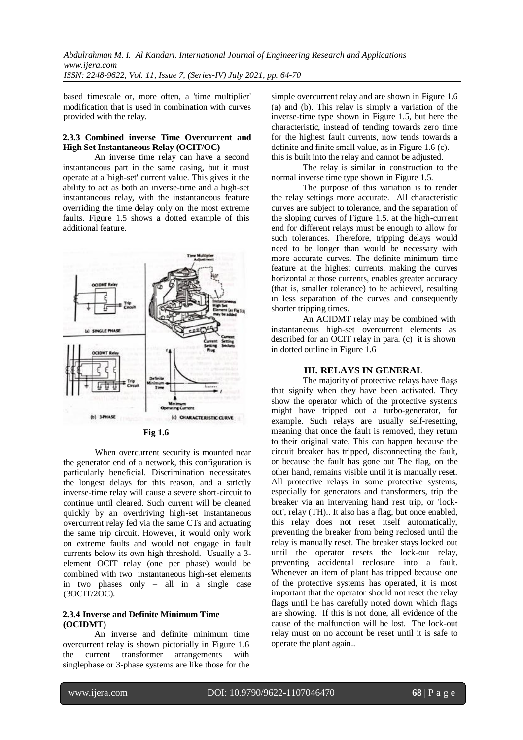based timescale or, more often, a 'time multiplier' modification that is used in combination with curves provided with the relay.

#### 2.3.3 Combined inverse Time Overcurrent and High Set Instantaneous Relay (OCIT/OC)

An inverse time relay can have a second instantaneous part in the same casing, but it must operate at a 'high-set' current value. This gives it the ability to act as both an inverse-time and a high-set instantaneous relay, with the instantaneous feature overriding the time delay only on the most extreme faults. Figure 1.5 shows a dotted example of this additional feature.

**Fig 1.6**

When overcurrent security is mounted near the generator end of a network, this configuration is particularly beneficial. Discrimination necessitates the longest delays for this reason, and a strictly inverse-time relay will cause a severe short-circuit to continue until cleared. Such current will be cleaned quickly by an overdriving high-set instantaneous overcurrent relay fed via the same CTs and actuating the same trip circuit. However, it would only work on extreme faults and would not engage in fault currents below its own high threshold. Usually a 3-element OCIT relay (one per phase) would be combined with two instantaneous high-set elements in two phases only – all in a single case (3OCIT/2OC).

#### 2.3.4 Inverse and Definite Minimum Time (OCIDMT)

An inverse and definite minimum time overcurrent relay is shown pictorially in Figure 1.6 the current transformer arrangements with singlephase or 3-phase systems are like those for the simple overcurrent relay and are shown in Figure 1.6 (a) and (b). This relay is simply a variation of the inverse-time type shown in Figure 1.5, but here the characteristic, instead of tending towards zero time for the highest fault currents, now tends towards a definite and finite small value, as in Figure 1.6 (c). this is built into the relay and cannot be adjusted.

The relay is similar in construction to the normal inverse time type shown in Figure 1.5.

The purpose of this variation is to render the relay settings more accurate. All characteristic curves are subject to tolerance, and the separation of the sloping curves of Figure 1.5. at the high-current end for different relays must be enough to allow for such tolerances. Therefore, tripping delays would need to be longer than would be necessary with more accurate curves. The definite minimum time feature at the highest currents, making the curves horizontal at those currents, enables greater accuracy (that is, smaller tolerance) to be achieved, resulting in less separation of the curves and consequently shorter tripping times.

An ACIDMT relay may be combined with instantaneous high-set overcurrent elements as described for an OCIT relay in para. (c) it is shown in dotted outline in Figure 1.6

## III. RELAYS IN GENERAL

The majority of protective relays have flags that signify when they have been activated. They show the operator which of the protective systems might have tripped out a turbo-generator, for example. Such relays are usually self-resetting, meaning that once the fault is removed, they return to their original state. This can happen because the circuit breaker has tripped, disconnecting the fault, or because the fault has gone out The flag, on the other hand, remains visible until it is manually reset. All protective relays in some protective systems, especially for generators and transformers, trip the breaker via an intervening hand rest trip, or 'lock-out', relay (TH).. It also has a flag, but once enabled, this relay does not reset itself automatically, preventing the breaker from being reclosed until the relay is manually reset. The breaker stays locked out until the operator resets the lock-out relay, preventing accidental reclosure into a fault. Whenever an item of plant has tripped because one of the protective systems has operated, it is most important that the operator should not reset the relay flags until he has carefully noted down which flags are showing. If this is not done, all evidence of the cause of the malfunction will be lost. The lock-out relay must on no account be reset until it is safe to operate the plant again..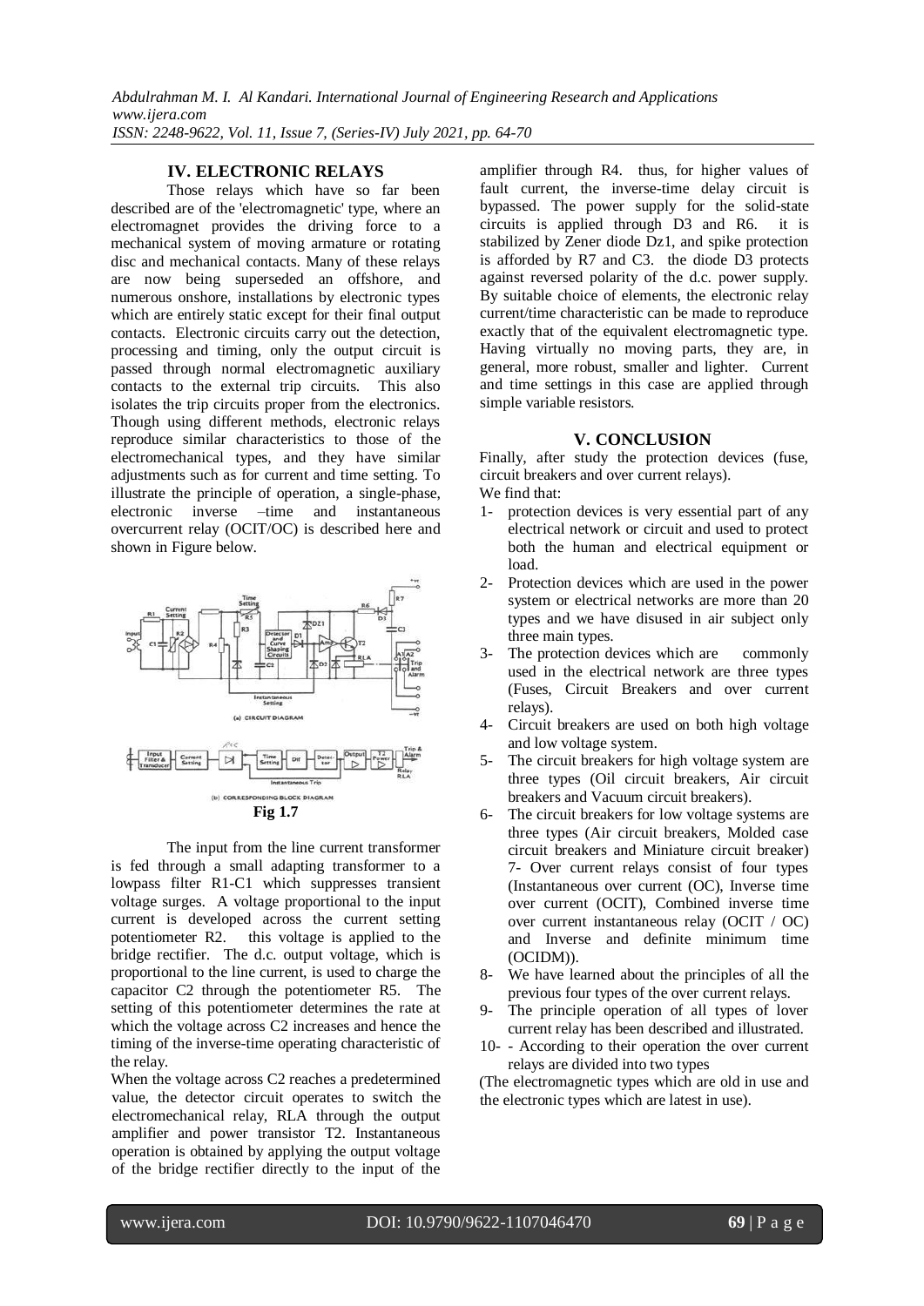## IV. ELECTRONIC RELAYS

Those relays which have so far been described are of the 'electromagnetic' type, where an electromagnet provides the driving force to a mechanical system of moving armature or rotating disc and mechanical contacts. Many of these relays are now being superseded an offshore, and numerous onshore, installations by electronic types which are entirely static except for their final output contacts. Electronic circuits carry out the detection, processing and timing, only the output circuit is passed through normal electromagnetic auxiliary contacts to the external trip circuits. This also isolates the trip circuits proper from the electronics. Though using different methods, electronic relays reproduce similar characteristics to those of the electromechanical types, and they have similar adjustments such as for current and time setting. To illustrate the principle of operation, a single-phase, electronic inverse –time and instantaneous overcurrent relay (OCIT/OC) is described here and shown in Figure below.

**Fig 1.7**

The input from the line current transformer is fed through a small adapting transformer to a lowpass filter R1-C1 which suppresses transient voltage surges. A voltage proportional to the input current is developed across the current setting potentiometer R2. this voltage is applied to the bridge rectifier. The d.c. output voltage, which is proportional to the line current, is used to charge the capacitor C2 through the potentiometer R5. The setting of this potentiometer determines the rate at which the voltage across C2 increases and hence the timing of the inverse-time operating characteristic of the relay.

When the voltage across C2 reaches a predetermined value, the detector circuit operates to switch the electromechanical relay, RLA through the output amplifier and power transistor T2. Instantaneous operation is obtained by applying the output voltage of the bridge rectifier directly to the input of the amplifier through R4. thus, for higher values of fault current, the inverse-time delay circuit is bypassed. The power supply for the solid-state circuits is applied through D3 and R6. it is stabilized by Zener diode Dz1, and spike protection is afforded by R7 and C3. the diode D3 protects against reversed polarity of the d.c. power supply. By suitable choice of elements, the electronic relay current/time characteristic can be made to reproduce exactly that of the equivalent electromagnetic type. Having virtually no moving parts, they are, in general, more robust, smaller and lighter. Current and time settings in this case are applied through simple variable resistors.

## V. CONCLUSION

Finally, after study the protection devices (fuse, circuit breakers and over current relays).

We find that:

1- protection devices is very essential part of any electrical network or circuit and used to protect both the human and electrical equipment or load.
2- Protection devices which are used in the power system or electrical networks are more than 20 types and we have disused in air subject only three main types.
3- The protection devices which are commonly used in the electrical network are three types (Fuses, Circuit Breakers and over current relays).
4- Circuit breakers are used on both high voltage and low voltage system.
5- The circuit breakers for high voltage system are three types (Oil circuit breakers, Air circuit breakers and Vacuum circuit breakers).
6- The circuit breakers for low voltage systems are three types (Air circuit breakers, Molded case circuit breakers and Miniature circuit breaker) 7- Over current relays consist of four types (Instantaneous over current (OC), Inverse time over current (OCIT), Combined inverse time over current instantaneous relay (OCIT / OC) and Inverse and definite minimum time (OCIDM)).
8- We have learned about the principles of all the previous four types of the over current relays.
9- The principle operation of all types of lover current relay has been described and illustrated.
10- - According to their operation the over current relays are divided into two types

(The electromagnetic types which are old in use and the electronic types which are latest in use).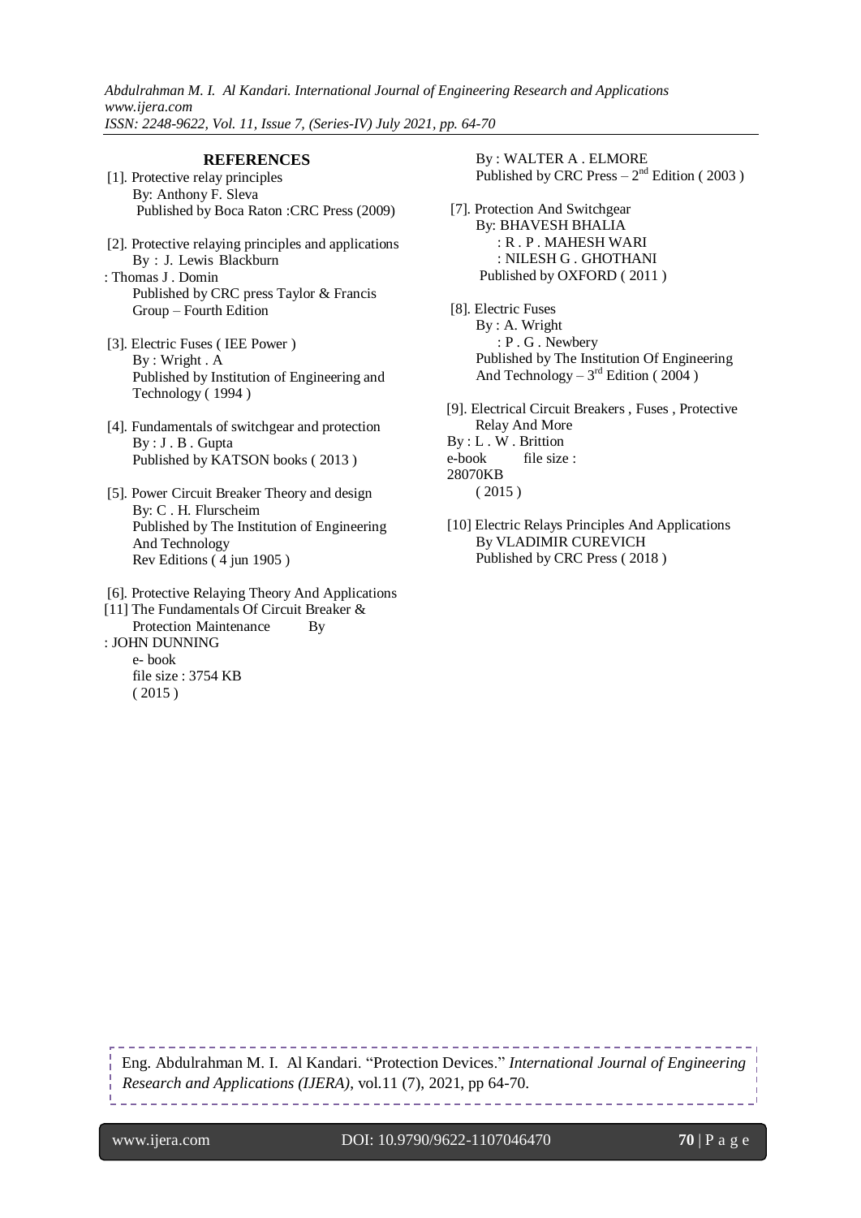## REFERENCES

[1]. Protective relay principles
By: Anthony F. Sleva
Published by Boca Raton :CRC Press (2009)

[2]. Protective relaying principles and applications
By : J. Lewis Blackburn
: Thomas J . Domin
Published by CRC press Taylor & Francis Group – Fourth Edition

[3]. Electric Fuses ( IEE Power )
By : Wright . A
Published by Institution of Engineering and Technology ( 1994 )

[4]. Fundamentals of switchgear and protection
By : J . B . Gupta
Published by KATSON books ( 2013 )

[5]. Power Circuit Breaker Theory and design
By: C . H. Flurscheim
Published by The Institution of Engineering And Technology
Rev Editions ( 4 jun 1905 )

[6]. Protective Relaying Theory And Applications
By : WALTER A . ELMORE
Published by CRC Press – 2nd Edition ( 2003 )

[7]. Protection And Switchgear
By: BHAVESH BHALIA
: R . P . MAHESH WARI
: NILESH G . GHOTHANI
Published by OXFORD ( 2011 )

[8]. Electric Fuses
By : A. Wright
: P . G . Newbery
Published by The Institution Of Engineering And Technology – 3rd Edition ( 2004 )

[9]. Electrical Circuit Breakers , Fuses , Protective Relay And More
By : L . W . Brittion
e-book file size : 28070KB
( 2015 )

[10] Electric Relays Principles And Applications
By VLADIMIR CUREVICH
Published by CRC Press ( 2018 )

[11] The Fundamentals Of Circuit Breaker & Protection Maintenance By
: JOHN DUNNING
e- book
file size : 3754 KB
( 2015 )

Eng. Abdulrahman M. I. Al Kandari. "Protection Devices." *International Journal of Engineering Research and Applications (IJERA)*, vol.11 (7), 2021, pp 64-70.